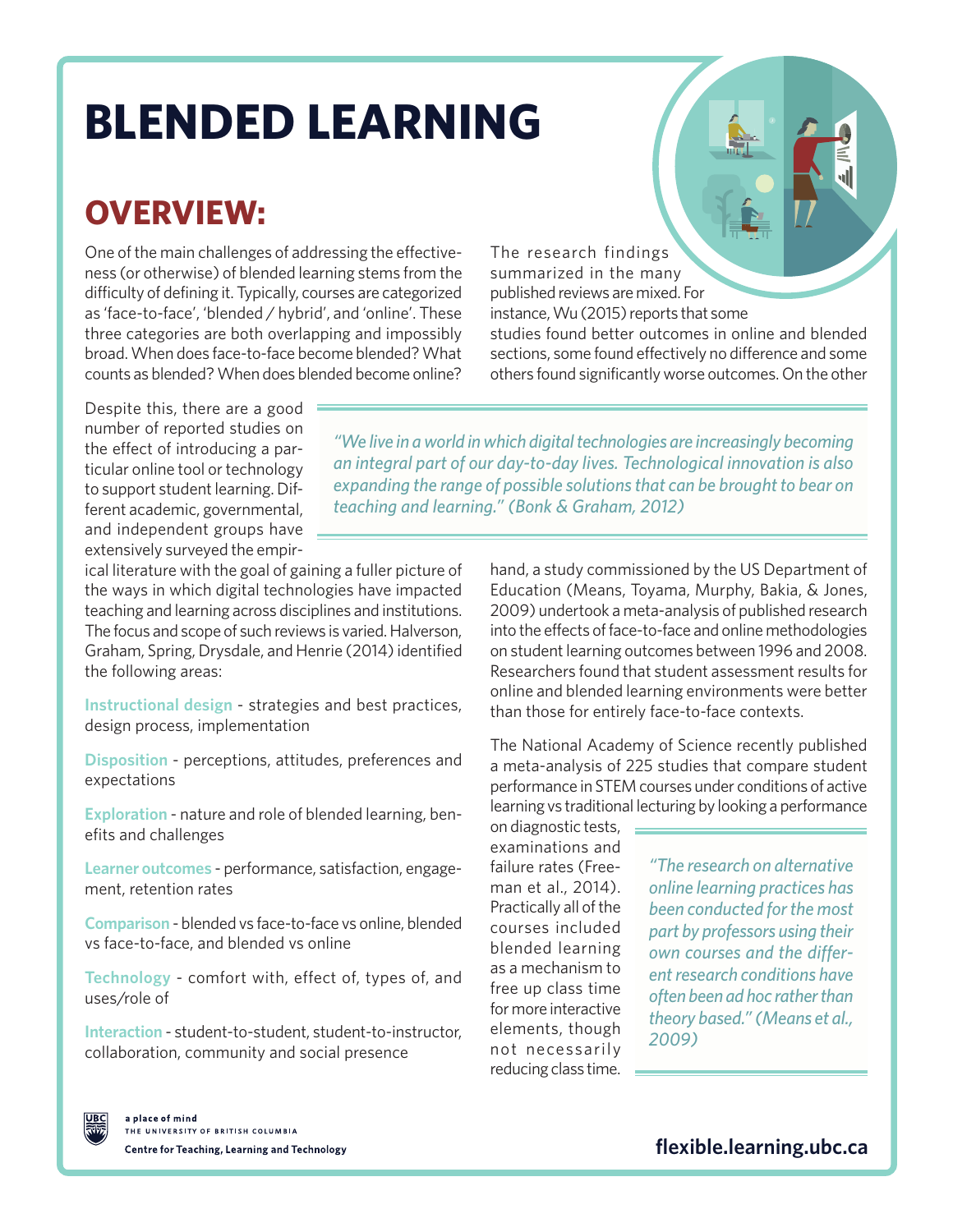# BLENDED LEARNING

## OVERVIEW:

One of the main challenges of addressing the effectiveness (or otherwise) of blended learning stems from the difficulty of defining it. Typically, courses are categorized as 'face-to-face', 'blended / hybrid', and 'online'. These three categories are both overlapping and impossibly broad. When does face-to-face become blended? What counts as blended? When does blended become online?

Despite this, there are a good number of reported studies on the effect of introducing a particular online tool or technology to support student learning. Different academic, governmental, and independent groups have extensively surveyed the empirical literature with the goal of gaining a fuller picture of the ways in which digital technologies have impacted teaching and learning across disciplines and institutions. The focus and scope of such reviews is varied. Halverson, Graham, Spring, Drysdale, and Henrie (2014) identified the following areas:

> *"We live in a world in which digital technologies are increasingly becoming an integral part of our day-to-day lives. Technological innovation is also expanding the range of possible solutions that can be brought to bear on teaching and learning." (Bonk & Graham, 2012)*

**Instructional design** - strategies and best practices, design process, implementation

**Disposition** - perceptions, attitudes, preferences and expectations

**Exploration** - nature and role of blended learning, benefits and challenges

**Learner outcomes** - performance, satisfaction, engagement, retention rates

**Comparison** - blended vs face-to-face vs online, blended vs face-to-face, and blended vs online

**Technology** - comfort with, effect of, types of, and uses/role of

**Interaction** - student-to-student, student-to-instructor, collaboration, community and social presence

The research findings summarized in the many published reviews are mixed. For instance, Wu (2015) reports that some studies found better outcomes in online and blended sections, some found effectively no difference and some others found significantly worse outcomes. On the other hand, a study commissioned by the US Department of Education (Means, Toyama, Murphy, Bakia, & Jones, 2009) undertook a meta-analysis of published research into the effects of face-to-face and online methodologies on student learning outcomes between 1996 and 2008. Researchers found that student assessment results for online and blended learning environments were better than those for entirely face-to-face contexts.

The National Academy of Science recently published a meta-analysis of 225 studies that compare student performance in STEM courses under conditions of active learning vs traditional lecturing by looking a performance on diagnostic tests, examinations and failure rates (Freeman et al., 2014). Practically all of the courses included blended learning as a mechanism to free up class time for more interactive elements, though not necessarily reducing class time.

> *"The research on alternative online learning practices has been conducted for the most part by professors using their own courses and the different research conditions have often been ad hoc rather than theory based." (Means et al., 2009)*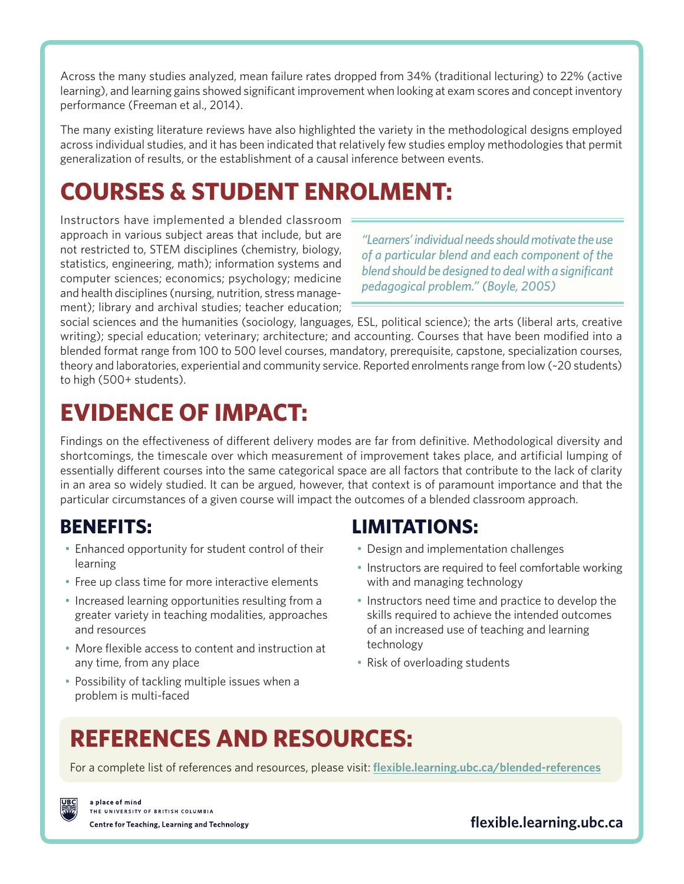Across the many studies analyzed, mean failure rates dropped from 34% (traditional lecturing) to 22% (active learning), and learning gains showed significant improvement when looking at exam scores and concept inventory performance (Freeman et al., 2014).

The many existing literature reviews have also highlighted the variety in the methodological designs employed across individual studies, and it has been indicated that relatively few studies employ methodologies that permit generalization of results, or the establishment of a causal inference between events.

# COURSES & STUDENT ENROLMENT:

Instructors have implemented a blended classroom approach in various subject areas that include, but are not restricted to, STEM disciplines (chemistry, biology, statistics, engineering, math); information systems and computer sciences; economics; psychology; medicine and health disciplines (nursing, nutrition, stress management); library and archival studies; teacher education; social sciences and the humanities (sociology, languages, ESL, political science); the arts (liberal arts, creative writing); special education; veterinary; architecture; and accounting. Courses that have been modified into a blended format range from 100 to 500 level courses, mandatory, prerequisite, capstone, specialization courses, theory and laboratories, experiential and community service. Reported enrolments range from low (~20 students) to high (500+ students).

> *"Learners' individual needs should motivate the use of a particular blend and each component of the blend should be designed to deal with a significant pedagogical problem." (Boyle, 2005)*

# EVIDENCE OF IMPACT:

Findings on the effectiveness of different delivery modes are far from definitive. Methodological diversity and shortcomings, the timescale over which measurement of improvement takes place, and artificial lumping of essentially different courses into the same categorical space are all factors that contribute to the lack of clarity in an area so widely studied. It can be argued, however, that context is of paramount importance and that the particular circumstances of a given course will impact the outcomes of a blended classroom approach.

## BENEFITS:

- Enhanced opportunity for student control of their learning
- Free up class time for more interactive elements
- Increased learning opportunities resulting from a greater variety in teaching modalities, approaches and resources
- More flexible access to content and instruction at any time, from any place
- Possibility of tackling multiple issues when a problem is multi-faced

## LIMITATIONS:

- Design and implementation challenges
- Instructors are required to feel comfortable working with and managing technology
- Instructors need time and practice to develop the skills required to achieve the intended outcomes of an increased use of teaching and learning technology
- Risk of overloading students

# REFERENCES AND RESOURCES:

For a complete list of references and resources, please visit: **flexible.learning.ubc.ca/blended-references**

a place of mind
THE UNIVERSITY OF BRITISH COLUMBIA
Centre for Teaching, Learning and Technology

**flexible.learning.ubc.ca**